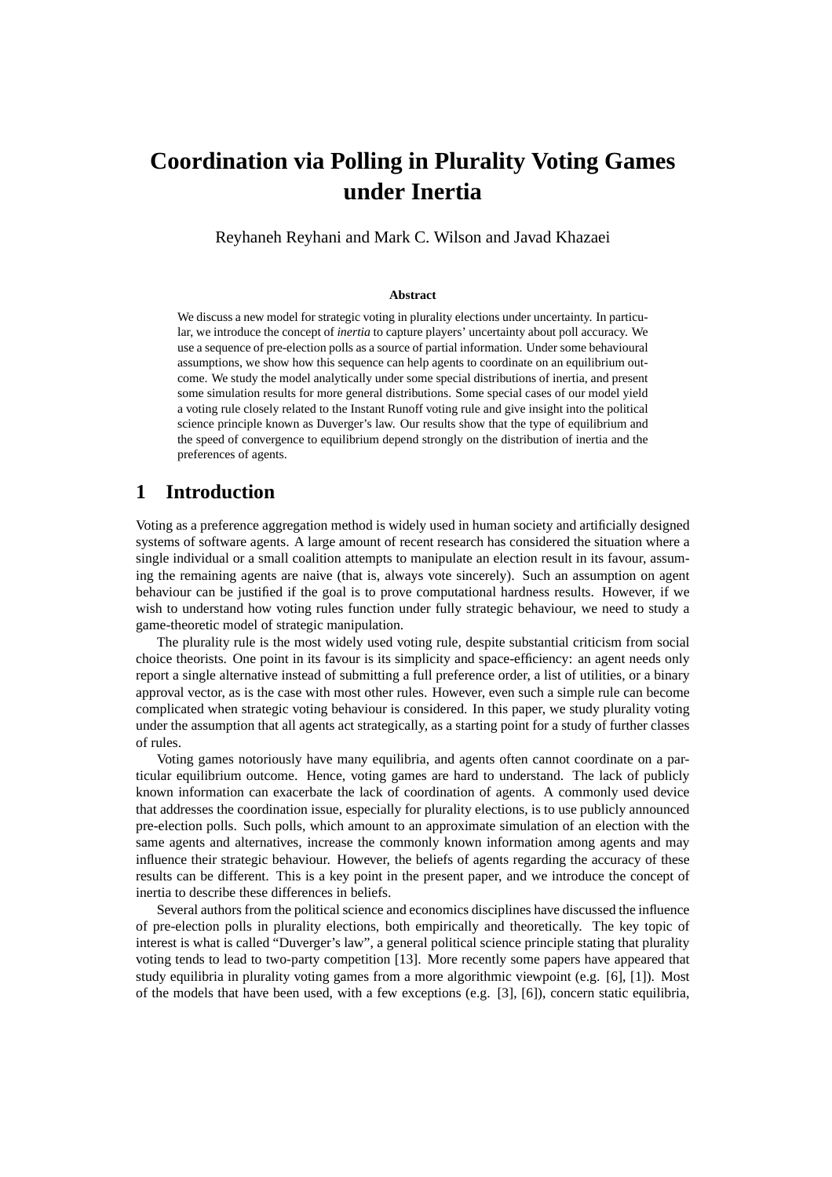# Coordination via Polling in Plurality Voting Games under Inertia

Reyhaneh Reyhani and Mark C. Wilson and Javad Khazaei

### Abstract

We discuss a new model for strategic voting in plurality elections under uncertainty. In particular, we introduce the concept of *inertia* to capture players' uncertainty about poll accuracy. We use a sequence of pre-election polls as a source of partial information. Under some behavioural assumptions, we show how this sequence can help agents to coordinate on an equilibrium outcome. We study the model analytically under some special distributions of inertia, and present some simulation results for more general distributions. Some special cases of our model yield a voting rule closely related to the Instant Runoff voting rule and give insight into the political science principle known as Duverger's law. Our results show that the type of equilibrium and the speed of convergence to equilibrium depend strongly on the distribution of inertia and the preferences of agents.

## 1 Introduction

Voting as a preference aggregation method is widely used in human society and artificially designed systems of software agents. A large amount of recent research has considered the situation where a single individual or a small coalition attempts to manipulate an election result in its favour, assuming the remaining agents are naive (that is, always vote sincerely). Such an assumption on agent behaviour can be justified if the goal is to prove computational hardness results. However, if we wish to understand how voting rules function under fully strategic behaviour, we need to study a game-theoretic model of strategic manipulation.

The plurality rule is the most widely used voting rule, despite substantial criticism from social choice theorists. One point in its favour is its simplicity and space-efficiency: an agent needs only report a single alternative instead of submitting a full preference order, a list of utilities, or a binary approval vector, as is the case with most other rules. However, even such a simple rule can become complicated when strategic voting behaviour is considered. In this paper, we study plurality voting under the assumption that all agents act strategically, as a starting point for a study of further classes of rules.

Voting games notoriously have many equilibria, and agents often cannot coordinate on a particular equilibrium outcome. Hence, voting games are hard to understand. The lack of publicly known information can exacerbate the lack of coordination of agents. A commonly used device that addresses the coordination issue, especially for plurality elections, is to use publicly announced pre-election polls. Such polls, which amount to an approximate simulation of an election with the same agents and alternatives, increase the commonly known information among agents and may influence their strategic behaviour. However, the beliefs of agents regarding the accuracy of these results can be different. This is a key point in the present paper, and we introduce the concept of inertia to describe these differences in beliefs.

Several authors from the political science and economics disciplines have discussed the influence of pre-election polls in plurality elections, both empirically and theoretically. The key topic of interest is what is called "Duverger's law", a general political science principle stating that plurality voting tends to lead to two-party competition [13]. More recently some papers have appeared that study equilibria in plurality voting games from a more algorithmic viewpoint (e.g. [6], [1]). Most of the models that have been used, with a few exceptions (e.g. [3], [6]), concern static equilibria,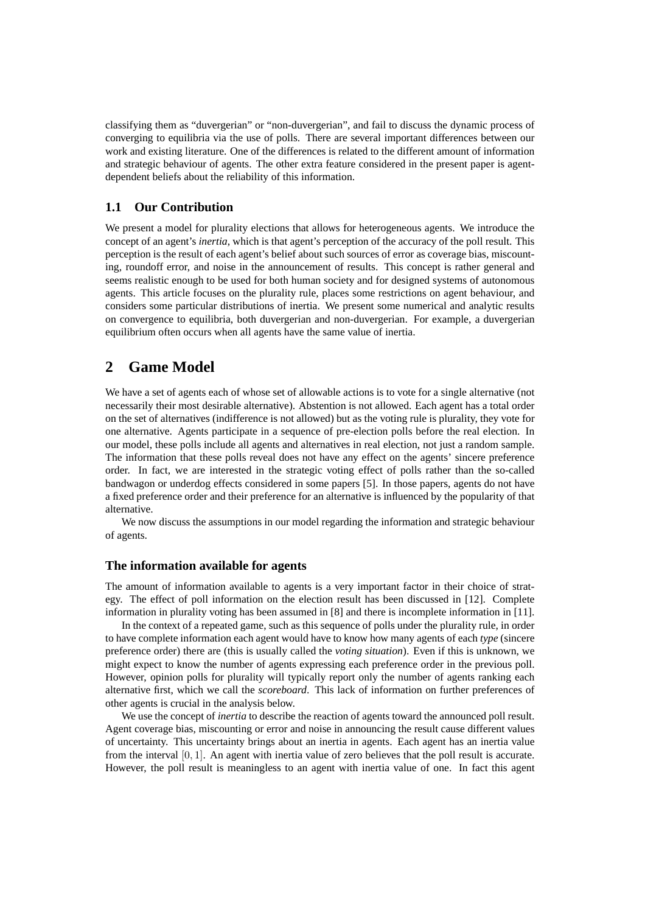classifying them as "duvergerian" or "non-duvergerian", and fail to discuss the dynamic process of converging to equilibria via the use of polls. There are several important differences between our work and existing literature. One of the differences is related to the different amount of information and strategic behaviour of agents. The other extra feature considered in the present paper is agent-dependent beliefs about the reliability of this information.

### 1.1 Our Contribution

We present a model for plurality elections that allows for heterogeneous agents. We introduce the concept of an agent's *inertia*, which is that agent's perception of the accuracy of the poll result. This perception is the result of each agent's belief about such sources of error as coverage bias, miscounting, roundoff error, and noise in the announcement of results. This concept is rather general and seems realistic enough to be used for both human society and for designed systems of autonomous agents. This article focuses on the plurality rule, places some restrictions on agent behaviour, and considers some particular distributions of inertia. We present some numerical and analytic results on convergence to equilibria, both duvergerian and non-duvergerian. For example, a duvergerian equilibrium often occurs when all agents have the same value of inertia.

## 2 Game Model

We have a set of agents each of whose set of allowable actions is to vote for a single alternative (not necessarily their most desirable alternative). Abstention is not allowed. Each agent has a total order on the set of alternatives (indifference is not allowed) but as the voting rule is plurality, they vote for one alternative. Agents participate in a sequence of pre-election polls before the real election. In our model, these polls include all agents and alternatives in real election, not just a random sample. The information that these polls reveal does not have any effect on the agents' sincere preference order. In fact, we are interested in the strategic voting effect of polls rather than the so-called bandwagon or underdog effects considered in some papers [5]. In those papers, agents do not have a fixed preference order and their preference for an alternative is influenced by the popularity of that alternative.

We now discuss the assumptions in our model regarding the information and strategic behaviour of agents.

### The information available for agents

The amount of information available to agents is a very important factor in their choice of strategy. The effect of poll information on the election result has been discussed in [12]. Complete information in plurality voting has been assumed in [8] and there is incomplete information in [11].

In the context of a repeated game, such as this sequence of polls under the plurality rule, in order to have complete information each agent would have to know how many agents of each *type* (sincere preference order) there are (this is usually called the *voting situation*). Even if this is unknown, we might expect to know the number of agents expressing each preference order in the previous poll. However, opinion polls for plurality will typically report only the number of agents ranking each alternative first, which we call the *scoreboard*. This lack of information on further preferences of other agents is crucial in the analysis below.

We use the concept of *inertia* to describe the reaction of agents toward the announced poll result. Agent coverage bias, miscounting or error and noise in announcing the result cause different values of uncertainty. This uncertainty brings about an inertia in agents. Each agent has an inertia value from the interval $[0, 1]$. An agent with inertia value of zero believes that the poll result is accurate. However, the poll result is meaningless to an agent with inertia value of one. In fact this agent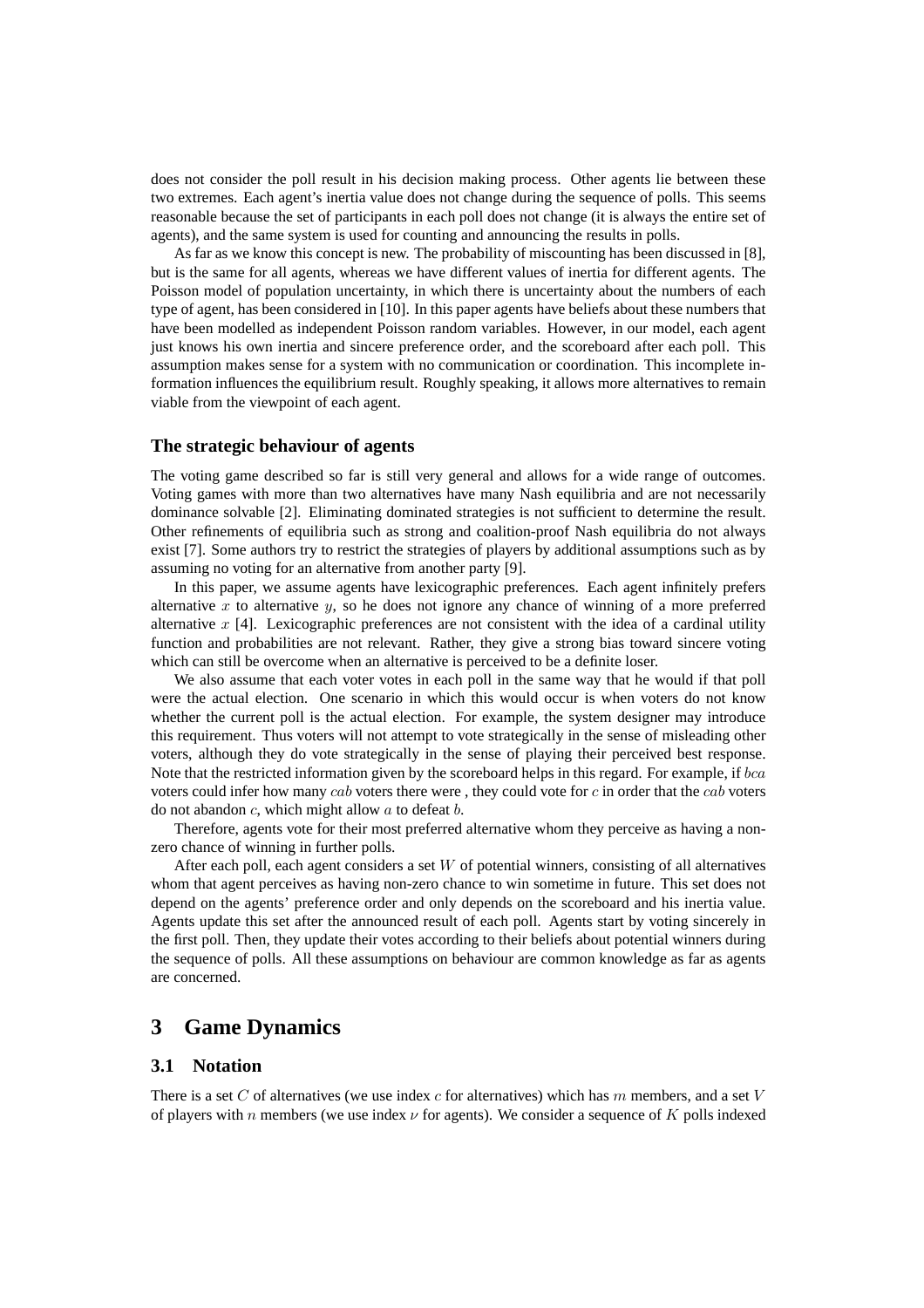does not consider the poll result in his decision making process. Other agents lie between these two extremes. Each agent's inertia value does not change during the sequence of polls. This seems reasonable because the set of participants in each poll does not change (it is always the entire set of agents), and the same system is used for counting and announcing the results in polls.

As far as we know this concept is new. The probability of miscounting has been discussed in [8], but is the same for all agents, whereas we have different values of inertia for different agents. The Poisson model of population uncertainty, in which there is uncertainty about the numbers of each type of agent, has been considered in [10]. In this paper agents have beliefs about these numbers that have been modelled as independent Poisson random variables. However, in our model, each agent just knows his own inertia and sincere preference order, and the scoreboard after each poll. This assumption makes sense for a system with no communication or coordination. This incomplete information influences the equilibrium result. Roughly speaking, it allows more alternatives to remain viable from the viewpoint of each agent.

### The strategic behaviour of agents

The voting game described so far is still very general and allows for a wide range of outcomes. Voting games with more than two alternatives have many Nash equilibria and are not necessarily dominance solvable [2]. Eliminating dominated strategies is not sufficient to determine the result. Other refinements of equilibria such as strong and coalition-proof Nash equilibria do not always exist [7]. Some authors try to restrict the strategies of players by additional assumptions such as by assuming no voting for an alternative from another party [9].

In this paper, we assume agents have lexicographic preferences. Each agent infinitely prefers alternative $x$ to alternative $y$, so he does not ignore any chance of winning of a more preferred alternative $x$ [4]. Lexicographic preferences are not consistent with the idea of a cardinal utility function and probabilities are not relevant. Rather, they give a strong bias toward sincere voting which can still be overcome when an alternative is perceived to be a definite loser.

We also assume that each voter votes in each poll in the same way that he would if that poll were the actual election. One scenario in which this would occur is when voters do not know whether the current poll is the actual election. For example, the system designer may introduce this requirement. Thus voters will not attempt to vote strategically in the sense of misleading other voters, although they do vote strategically in the sense of playing their perceived best response. Note that the restricted information given by the scoreboard helps in this regard. For example, if $bca$ voters could infer how many $cab$ voters there were , they could vote for $c$ in order that the $cab$ voters do not abandon $c$, which might allow $a$ to defeat $b$.

Therefore, agents vote for their most preferred alternative whom they perceive as having a non-zero chance of winning in further polls.

After each poll, each agent considers a set $W$ of potential winners, consisting of all alternatives whom that agent perceives as having non-zero chance to win sometime in future. This set does not depend on the agents' preference order and only depends on the scoreboard and his inertia value. Agents update this set after the announced result of each poll. Agents start by voting sincerely in the first poll. Then, they update their votes according to their beliefs about potential winners during the sequence of polls. All these assumptions on behaviour are common knowledge as far as agents are concerned.

## 3 Game Dynamics

### 3.1 Notation

There is a set $C$ of alternatives (we use index $c$ for alternatives) which has $m$ members, and a set $V$ of players with $n$ members (we use index $\nu$ for agents). We consider a sequence of $K$ polls indexed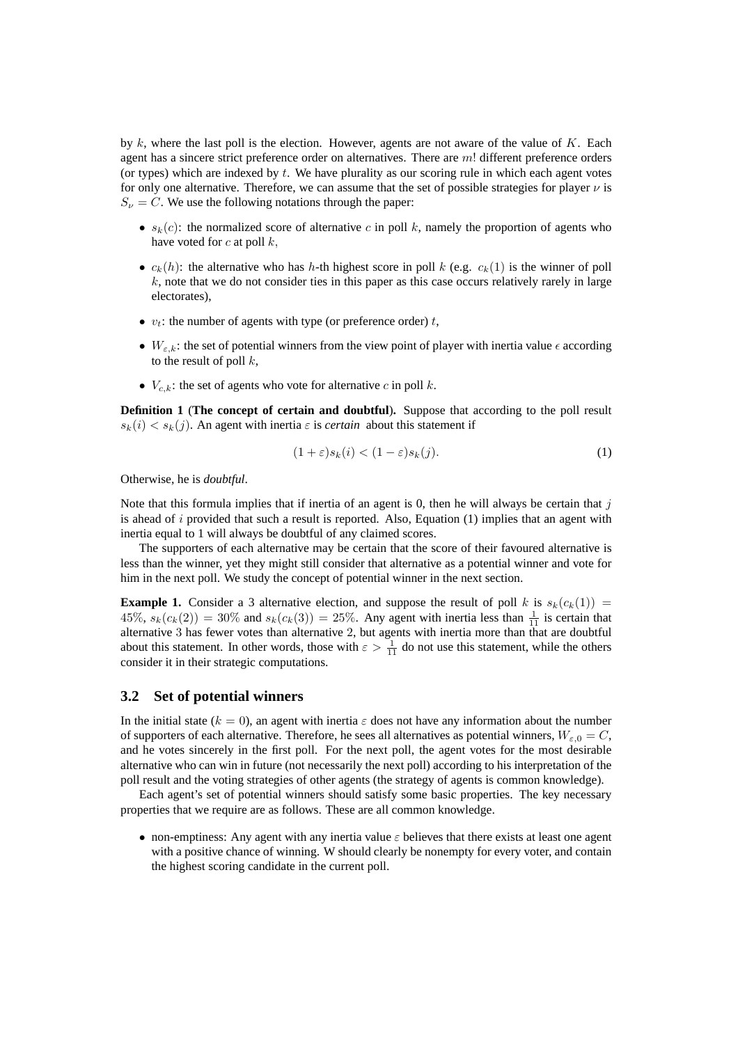by $k$, where the last poll is the election. However, agents are not aware of the value of $K$. Each agent has a sincere strict preference order on alternatives. There are $m!$ different preference orders (or types) which are indexed by $t$. We have plurality as our scoring rule in which each agent votes for only one alternative. Therefore, we can assume that the set of possible strategies for player $\nu$ is $S_\nu = C$. We use the following notations through the paper:

- $s_k(c)$: the normalized score of alternative $c$ in poll $k$, namely the proportion of agents who have voted for $c$ at poll $k$,
- $c_k(h)$: the alternative who has $h$-th highest score in poll $k$ (e.g. $c_k(1)$ is the winner of poll $k$, note that we do not consider ties in this paper as this case occurs relatively rarely in large electorates),
- $v_t$: the number of agents with type (or preference order) $t$,
- $W_{\varepsilon,k}$: the set of potential winners from the view point of player with inertia value $\epsilon$ according to the result of poll $k$,
- $V_{c,k}$: the set of agents who vote for alternative $c$ in poll $k$.

**Definition 1** (**The concept of certain and doubtful**). Suppose that according to the poll result $s_k(i) < s_k(j)$. An agent with inertia $\varepsilon$ is ***certain*** about this statement if

$$(1+\varepsilon)s_k(i) < (1-\varepsilon)s_k(j). \tag{1}$$

Otherwise, he is ***doubtful***.

Note that this formula implies that if inertia of an agent is 0, then he will always be certain that $j$ is ahead of $i$ provided that such a result is reported. Also, Equation (1) implies that an agent with inertia equal to 1 will always be doubtful of any claimed scores.

The supporters of each alternative may be certain that the score of their favoured alternative is less than the winner, yet they might still consider that alternative as a potential winner and vote for him in the next poll. We study the concept of potential winner in the next section.

**Example 1.** Consider a 3 alternative election, and suppose the result of poll $k$ is $s_k(c_k(1)) = 45\%$, $s_k(c_k(2)) = 30\%$ and $s_k(c_k(3)) = 25\%$. Any agent with inertia less than $\frac{1}{11}$ is certain that alternative 3 has fewer votes than alternative 2, but agents with inertia more than that are doubtful about this statement. In other words, those with $\varepsilon > \frac{1}{11}$ do not use this statement, while the others consider it in their strategic computations.

### 3.2 Set of potential winners

In the initial state ($k = 0$), an agent with inertia $\varepsilon$ does not have any information about the number of supporters of each alternative. Therefore, he sees all alternatives as potential winners, $W_{\varepsilon,0} = C$, and he votes sincerely in the first poll. For the next poll, the agent votes for the most desirable alternative who can win in future (not necessarily the next poll) according to his interpretation of the poll result and the voting strategies of other agents (the strategy of agents is common knowledge).

Each agent's set of potential winners should satisfy some basic properties. The key necessary properties that we require are as follows. These are all common knowledge.

- non-emptiness: Any agent with any inertia value $\varepsilon$ believes that there exists at least one agent with a positive chance of winning. W should clearly be nonempty for every voter, and contain the highest scoring candidate in the current poll.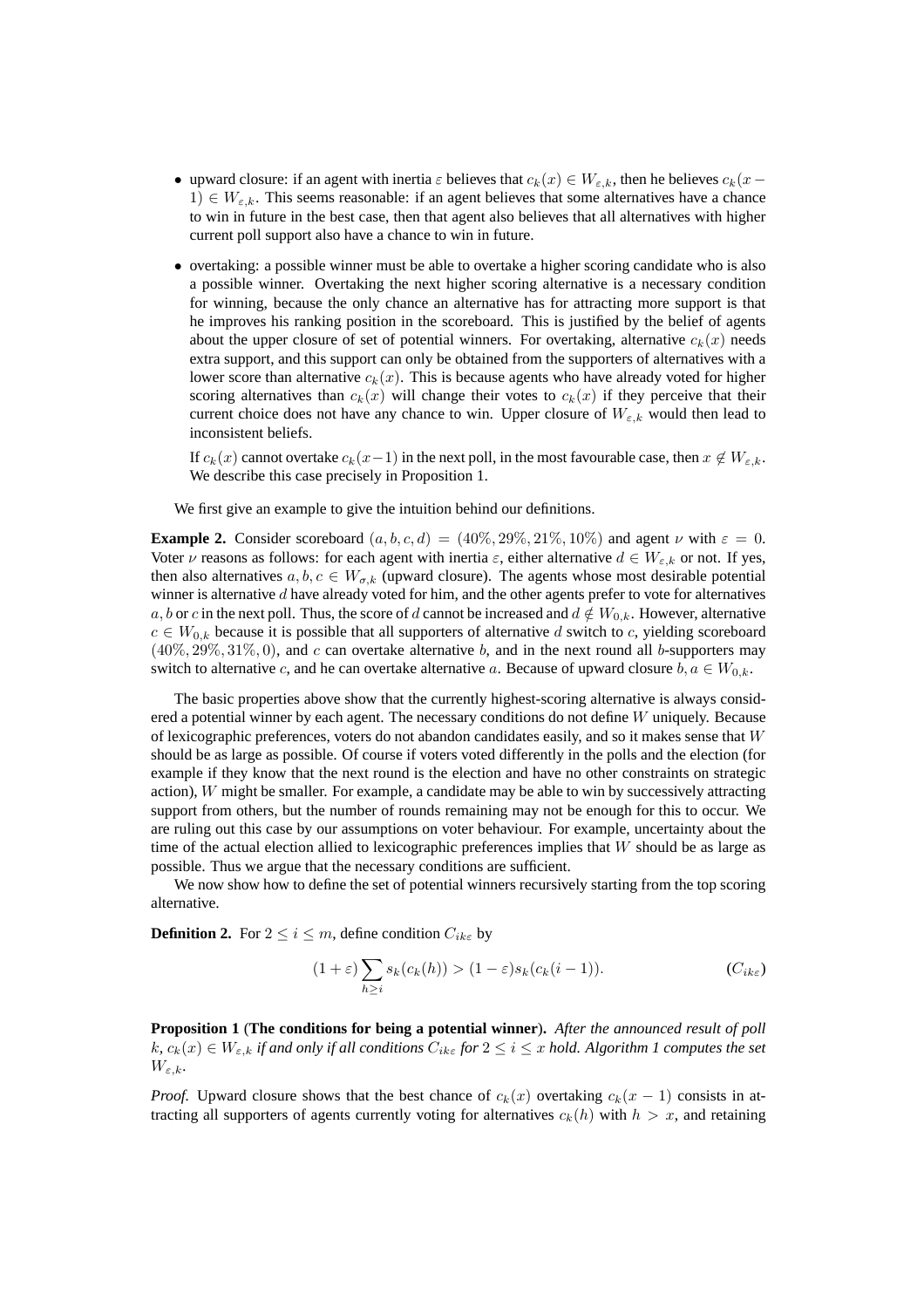- upward closure: if an agent with inertia $\varepsilon$ believes that $c_k(x) \in W_{\varepsilon,k}$, then he believes $c_k(x-1) \in W_{\varepsilon,k}$. This seems reasonable: if an agent believes that some alternatives have a chance to win in future in the best case, then that agent also believes that all alternatives with higher current poll support also have a chance to win in future.
- overtaking: a possible winner must be able to overtake a higher scoring candidate who is also a possible winner. Overtaking the next higher scoring alternative is a necessary condition for winning, because the only chance an alternative has for attracting more support is that he improves his ranking position in the scoreboard. This is justified by the belief of agents about the upper closure of set of potential winners. For overtaking, alternative $c_k(x)$ needs extra support, and this support can only be obtained from the supporters of alternatives with a lower score than alternative $c_k(x)$. This is because agents who have already voted for higher scoring alternatives than $c_k(x)$ will change their votes to $c_k(x)$ if they perceive that their current choice does not have any chance to win. Upper closure of $W_{\varepsilon,k}$ would then lead to inconsistent beliefs.

  If $c_k(x)$ cannot overtake $c_k(x-1)$ in the next poll, in the most favourable case, then $x \notin W_{\varepsilon,k}$. We describe this case precisely in Proposition 1.

We first give an example to give the intuition behind our definitions.

**Example 2.** Consider scoreboard $(a, b, c, d) = (40\%, 29\%, 21\%, 10\%)$ and agent $\nu$ with $\varepsilon = 0$. Voter $\nu$ reasons as follows: for each agent with inertia $\varepsilon$, either alternative $d \in W_{\varepsilon,k}$ or not. If yes, then also alternatives $a, b, c \in W_{\sigma,k}$ (upward closure). The agents whose most desirable potential winner is alternative $d$ have already voted for him, and the other agents prefer to vote for alternatives $a, b$ or $c$ in the next poll. Thus, the score of $d$ cannot be increased and $d \notin W_{0,k}$. However, alternative $c \in W_{0,k}$ because it is possible that all supporters of alternative $d$ switch to $c$, yielding scoreboard $(40\%, 29\%, 31\%, 0)$, and $c$ can overtake alternative $b$, and in the next round all $b$-supporters may switch to alternative $c$, and he can overtake alternative $a$. Because of upward closure $b, a \in W_{0,k}$.

The basic properties above show that the currently highest-scoring alternative is always considered a potential winner by each agent. The necessary conditions do not define $W$ uniquely. Because of lexicographic preferences, voters do not abandon candidates easily, and so it makes sense that $W$ should be as large as possible. Of course if voters voted differently in the polls and the election (for example if they know that the next round is the election and have no other constraints on strategic action), $W$ might be smaller. For example, a candidate may be able to win by successively attracting support from others, but the number of rounds remaining may not be enough for this to occur. We are ruling out this case by our assumptions on voter behaviour. For example, uncertainty about the time of the actual election allied to lexicographic preferences implies that $W$ should be as large as possible. Thus we argue that the necessary conditions are sufficient.

We now show how to define the set of potential winners recursively starting from the top scoring alternative.

**Definition 2.** For $2 \leq i \leq m$, define condition $C_{ik\varepsilon}$ by

$$(1+\varepsilon)\sum_{h \geq i} s_k(c_k(h)) > (1-\varepsilon)s_k(c_k(i-1)). \qquad (C_{ik\varepsilon})$$

**Proposition 1** (**The conditions for being a potential winner**)**.** *After the announced result of poll $k$, $c_k(x) \in W_{\varepsilon,k}$ if and only if all conditions $C_{ik\varepsilon}$ for $2 \leq i \leq x$ hold. Algorithm 1 computes the set $W_{\varepsilon,k}$.*

*Proof.* Upward closure shows that the best chance of $c_k(x)$ overtaking $c_k(x-1)$ consists in attracting all supporters of agents currently voting for alternatives $c_k(h)$ with $h > x$, and retaining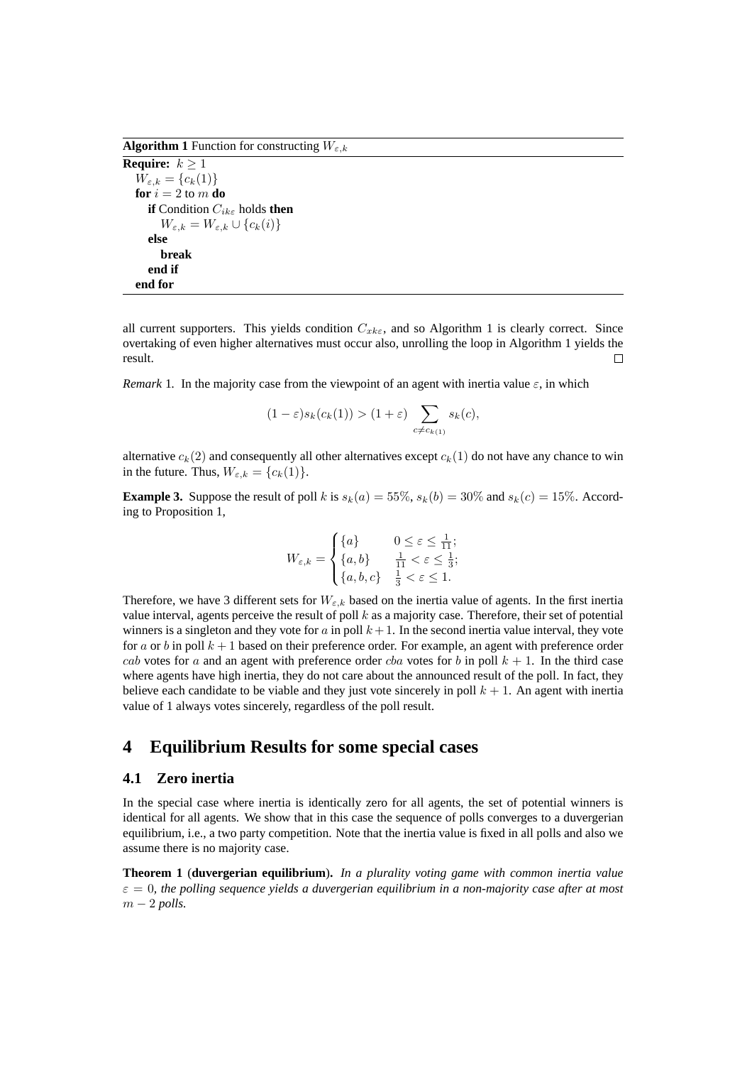**Algorithm 1** Function for constructing $W_{\varepsilon,k}$

```
Require: k ≥ 1
  W_{ε,k} = {c_k(1)}
  for i = 2 to m do
    if Condition C_{ikε} holds then
      W_{ε,k} = W_{ε,k} ∪ {c_k(i)}
    else
      break
    end if
  end for
```

all current supporters. This yields condition $C_{xk\varepsilon}$, and so Algorithm 1 is clearly correct. Since overtaking of even higher alternatives must occur also, unrolling the loop in Algorithm 1 yields the result. ∎

*Remark* 1. In the majority case from the viewpoint of an agent with inertia value $\varepsilon$, in which

$$(1-\varepsilon)s_k(c_k(1)) > (1+\varepsilon)\sum_{c \neq c_{k(1)}} s_k(c),$$

alternative $c_k(2)$ and consequently all other alternatives except $c_k(1)$ do not have any chance to win in the future. Thus, $W_{\varepsilon,k} = \{c_k(1)\}$.

**Example 3.** Suppose the result of poll $k$ is $s_k(a) = 55\%$, $s_k(b) = 30\%$ and $s_k(c) = 15\%$. According to Proposition 1,

$$W_{\varepsilon,k} = \begin{cases} \{a\} & 0 \leq \varepsilon \leq \frac{1}{11}; \\ \{a,b\} & \frac{1}{11} < \varepsilon \leq \frac{1}{3}; \\ \{a,b,c\} & \frac{1}{3} < \varepsilon \leq 1. \end{cases}$$

Therefore, we have 3 different sets for $W_{\varepsilon,k}$ based on the inertia value of agents. In the first inertia value interval, agents perceive the result of poll $k$ as a majority case. Therefore, their set of potential winners is a singleton and they vote for $a$ in poll $k+1$. In the second inertia value interval, they vote for $a$ or $b$ in poll $k+1$ based on their preference order. For example, an agent with preference order $cab$ votes for $a$ and an agent with preference order $cba$ votes for $b$ in poll $k+1$. In the third case where agents have high inertia, they do not care about the announced result of the poll. In fact, they believe each candidate to be viable and they just vote sincerely in poll $k+1$. An agent with inertia value of 1 always votes sincerely, regardless of the poll result.

# 4 Equilibrium Results for some special cases

## 4.1 Zero inertia

In the special case where inertia is identically zero for all agents, the set of potential winners is identical for all agents. We show that in this case the sequence of polls converges to a duvergerian equilibrium, i.e., a two party competition. Note that the inertia value is fixed in all polls and also we assume there is no majority case.

**Theorem 1** (**duvergerian equilibrium**). *In a plurality voting game with common inertia value $\varepsilon = 0$, the polling sequence yields a duvergerian equilibrium in a non-majority case after at most $m-2$ polls.*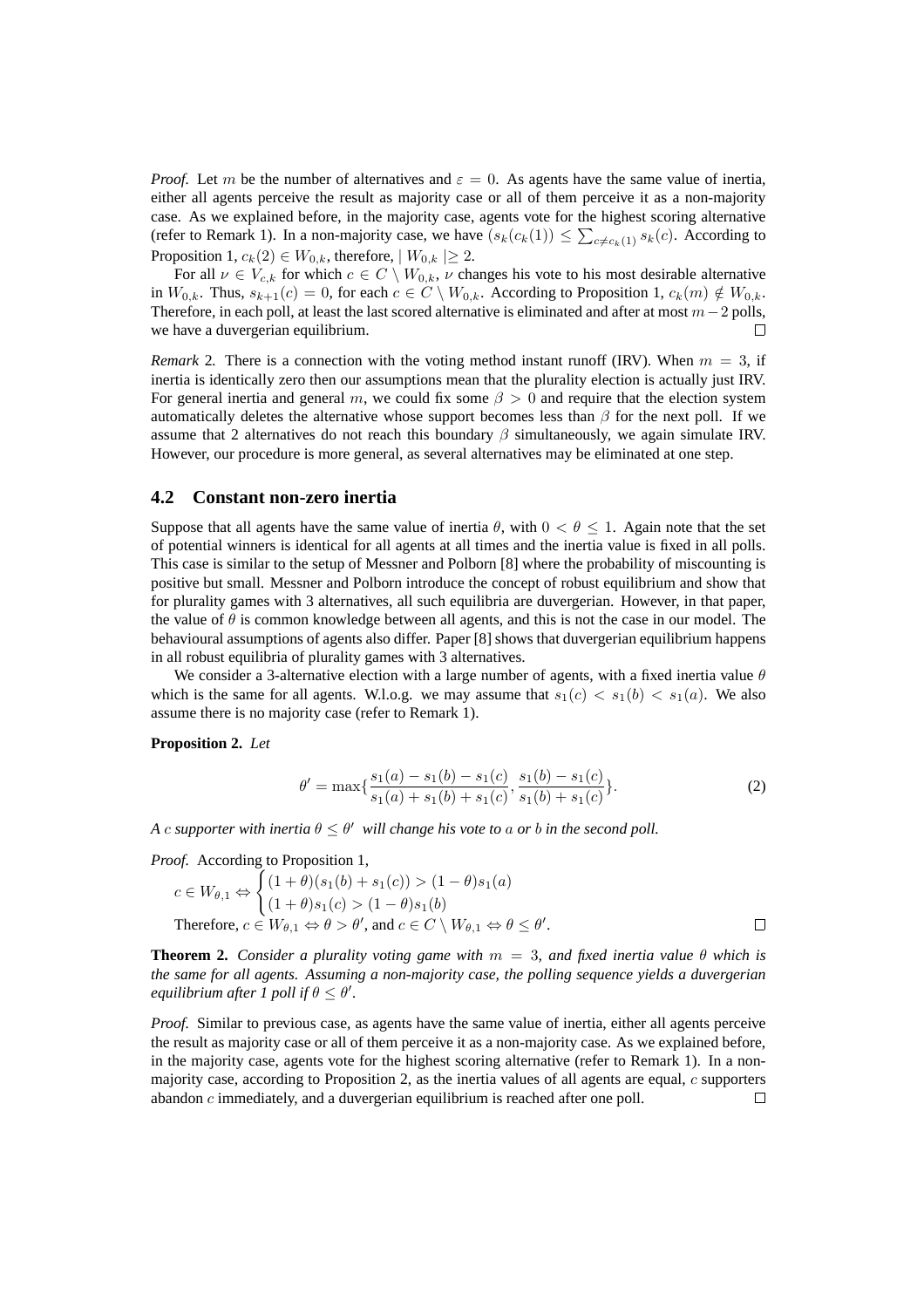*Proof.* Let $m$ be the number of alternatives and $\varepsilon = 0$. As agents have the same value of inertia, either all agents perceive the result as majority case or all of them perceive it as a non-majority case. As we explained before, in the majority case, agents vote for the highest scoring alternative (refer to Remark 1). In a non-majority case, we have $(s_k(c_k(1)) \leq \sum_{c \neq c_k(1)} s_k(c)$. According to Proposition 1, $c_k(2) \in W_{0,k}$, therefore, $| W_{0,k} | \geq 2$.

For all $\nu \in V_{c,k}$ for which $c \in C \setminus W_{0,k}$, $\nu$ changes his vote to his most desirable alternative in $W_{0,k}$. Thus, $s_{k+1}(c) = 0$, for each $c \in C \setminus W_{0,k}$. According to Proposition 1, $c_k(m) \notin W_{0,k}$. Therefore, in each poll, at least the last scored alternative is eliminated and after at most $m-2$ polls, we have a duvergerian equilibrium. □

*Remark* 2. There is a connection with the voting method instant runoff (IRV). When $m = 3$, if inertia is identically zero then our assumptions mean that the plurality election is actually just IRV. For general inertia and general $m$, we could fix some $\beta > 0$ and require that the election system automatically deletes the alternative whose support becomes less than $\beta$ for the next poll. If we assume that 2 alternatives do not reach this boundary $\beta$ simultaneously, we again simulate IRV. However, our procedure is more general, as several alternatives may be eliminated at one step.

### 4.2 Constant non-zero inertia

Suppose that all agents have the same value of inertia $\theta$, with $0 < \theta \leq 1$. Again note that the set of potential winners is identical for all agents at all times and the inertia value is fixed in all polls. This case is similar to the setup of Messner and Polborn [8] where the probability of miscounting is positive but small. Messner and Polborn introduce the concept of robust equilibrium and show that for plurality games with 3 alternatives, all such equilibria are duvergerian. However, in that paper, the value of $\theta$ is common knowledge between all agents, and this is not the case in our model. The behavioural assumptions of agents also differ. Paper [8] shows that duvergerian equilibrium happens in all robust equilibria of plurality games with 3 alternatives.

We consider a 3-alternative election with a large number of agents, with a fixed inertia value $\theta$ which is the same for all agents. W.l.o.g. we may assume that $s_1(c) < s_1(b) < s_1(a)$. We also assume there is no majority case (refer to Remark 1).

**Proposition 2.** *Let*

$$\theta' = \max\{\frac{s_1(a) - s_1(b) - s_1(c)}{s_1(a) + s_1(b) + s_1(c)}, \frac{s_1(b) - s_1(c)}{s_1(b) + s_1(c)}\}. \tag{2}$$

*A $c$ supporter with inertia $\theta \leq \theta'$ will change his vote to $a$ or $b$ in the second poll.*

*Proof.* According to Proposition 1,

$$c \in W_{\theta,1} \Leftrightarrow \begin{cases} (1+\theta)(s_1(b) + s_1(c)) > (1-\theta)s_1(a) \\ (1+\theta)s_1(c) > (1-\theta)s_1(b) \end{cases}$$

Therefore, $c \in W_{\theta,1} \Leftrightarrow \theta > \theta'$, and $c \in C \setminus W_{\theta,1} \Leftrightarrow \theta \leq \theta'$. □

**Theorem 2.** *Consider a plurality voting game with $m = 3$, and fixed inertia value $\theta$ which is the same for all agents. Assuming a non-majority case, the polling sequence yields a duvergerian equilibrium after 1 poll if $\theta \leq \theta'$.*

*Proof.* Similar to previous case, as agents have the same value of inertia, either all agents perceive the result as majority case or all of them perceive it as a non-majority case. As we explained before, in the majority case, agents vote for the highest scoring alternative (refer to Remark 1). In a non-majority case, according to Proposition 2, as the inertia values of all agents are equal, $c$ supporters abandon $c$ immediately, and a duvergerian equilibrium is reached after one poll. □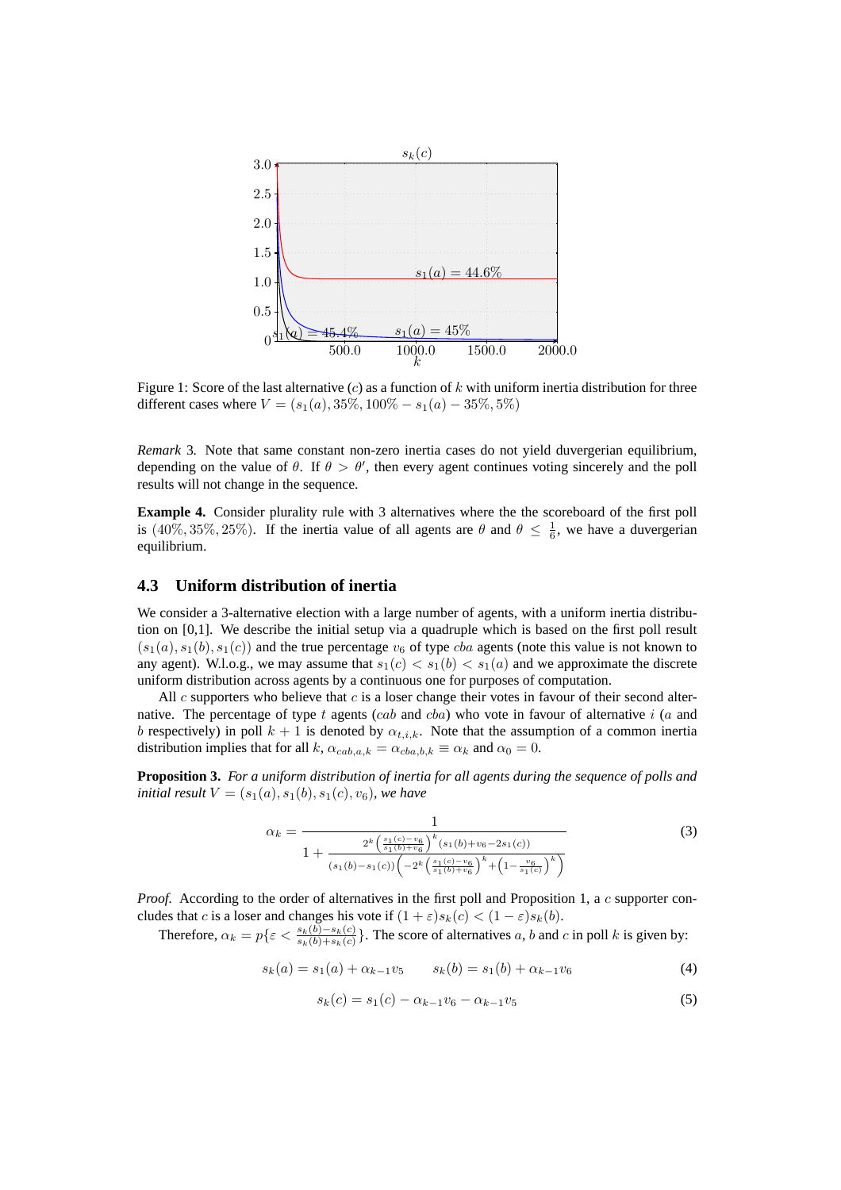Figure 1: Score of the last alternative ($c$) as a function of $k$ with uniform inertia distribution for three different cases where $V = (s_1(a), 35\%, 100\% - s_1(a) - 35\%, 5\%)$

*Remark* 3. Note that same constant non-zero inertia cases do not yield duvergerian equilibrium, depending on the value of $\theta$. If $\theta > \theta'$, then every agent continues voting sincerely and the poll results will not change in the sequence.

**Example 4.** Consider plurality rule with 3 alternatives where the the scoreboard of the first poll is $(40\%, 35\%, 25\%)$. If the inertia value of all agents are $\theta$ and $\theta \le \frac{1}{6}$, we have a duvergerian equilibrium.

### 4.3 Uniform distribution of inertia

We consider a 3-alternative election with a large number of agents, with a uniform inertia distribution on [0,1]. We describe the initial setup via a quadruple which is based on the first poll result $(s_1(a), s_1(b), s_1(c))$ and the true percentage $v_6$ of type $cba$ agents (note this value is not known to any agent). W.l.o.g., we may assume that $s_1(c) < s_1(b) < s_1(a)$ and we approximate the discrete uniform distribution across agents by a continuous one for purposes of computation.

All $c$ supporters who believe that $c$ is a loser change their votes in favour of their second alternative. The percentage of type $t$ agents ($cab$ and $cba$) who vote in favour of alternative $i$ ($a$ and $b$ respectively) in poll $k+1$ is denoted by $\alpha_{t,i,k}$. Note that the assumption of a common inertia distribution implies that for all $k$, $\alpha_{cab,a,k} = \alpha_{cba,b,k} \equiv \alpha_k$ and $\alpha_0 = 0$.

**Proposition 3.** *For a uniform distribution of inertia for all agents during the sequence of polls and initial result $V = (s_1(a), s_1(b), s_1(c), v_6)$, we have*

$$\alpha_k = \frac{1}{1 + \frac{2^k\left(\frac{s_1(c)-v_6}{s_1(b)+v_6}\right)^k (s_1(b)+v_6-2s_1(c))}{(s_1(b)-s_1(c))\left(-2^k\left(\frac{s_1(c)-v_6}{s_1(b)+v_6}\right)^k + \left(1-\frac{v_6}{s_1(c)}\right)^k\right)}} \tag{3}$$

*Proof.* According to the order of alternatives in the first poll and Proposition 1, a $c$ supporter concludes that $c$ is a loser and changes his vote if $(1+\varepsilon)s_k(c) < (1-\varepsilon)s_k(b)$.

Therefore, $\alpha_k = p\{\varepsilon < \frac{s_k(b)-s_k(c)}{s_k(b)+s_k(c)}\}$. The score of alternatives $a$, $b$ and $c$ in poll $k$ is given by:

$$s_k(a) = s_1(a) + \alpha_{k-1}v_5 \qquad s_k(b) = s_1(b) + \alpha_{k-1}v_6 \tag{4}$$

$$s_k(c) = s_1(c) - \alpha_{k-1}v_6 - \alpha_{k-1}v_5 \tag{5}$$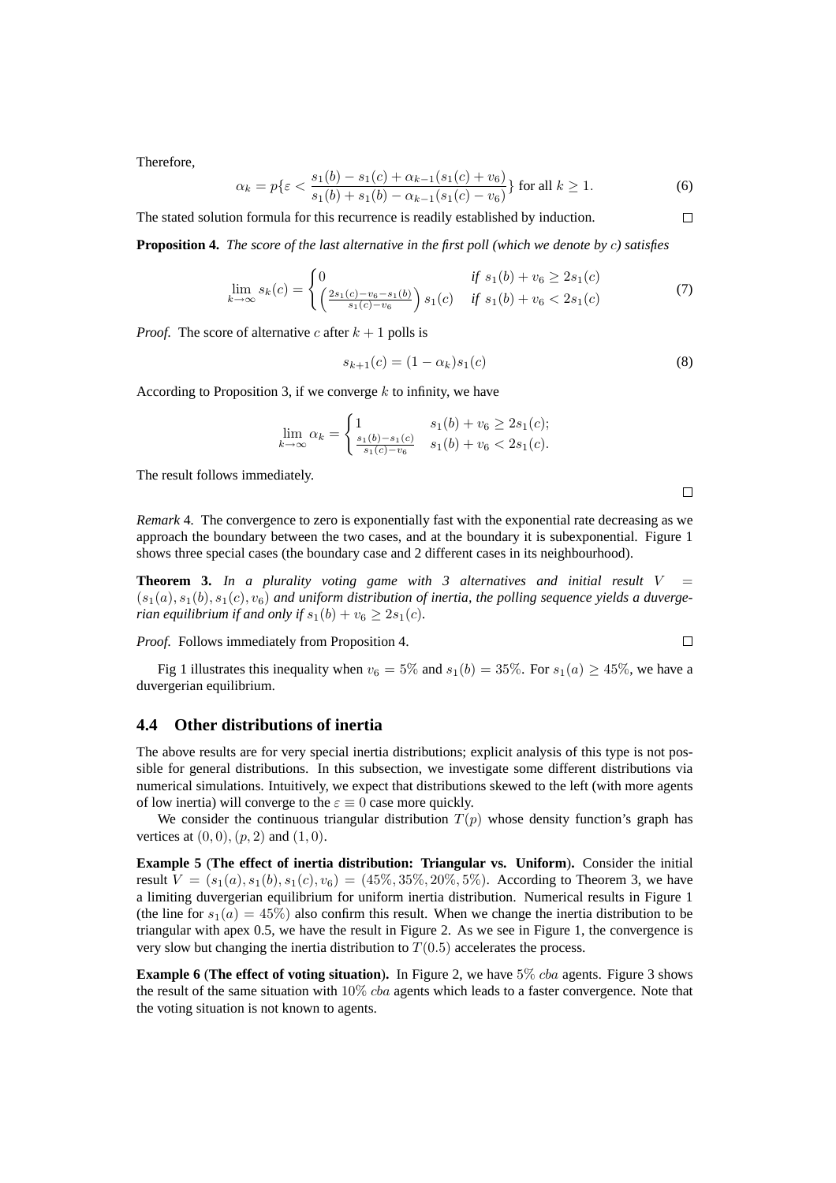Therefore,

$$\alpha_k = p\{\varepsilon < \frac{s_1(b) - s_1(c) + \alpha_{k-1}(s_1(c) + v_6)}{s_1(b) + s_1(b) - \alpha_{k-1}(s_1(c) - v_6)}\} \text{ for all } k \geq 1. \tag{6}$$

The stated solution formula for this recurrence is readily established by induction. □

**Proposition 4.** *The score of the last alternative in the first poll (which we denote by $c$) satisfies*

$$\lim_{k\to\infty} s_k(c) = \begin{cases} 0 & \text{if } s_1(b) + v_6 \geq 2s_1(c) \\ \left(\frac{2s_1(c) - v_6 - s_1(b)}{s_1(c) - v_6}\right) s_1(c) & \text{if } s_1(b) + v_6 < 2s_1(c) \end{cases} \tag{7}$$

*Proof.* The score of alternative $c$ after $k+1$ polls is

$$s_{k+1}(c) = (1 - \alpha_k)s_1(c) \tag{8}$$

According to Proposition 3, if we converge $k$ to infinity, we have

$$\lim_{k\to\infty} \alpha_k = \begin{cases} 1 & s_1(b) + v_6 \geq 2s_1(c); \\ \frac{s_1(b) - s_1(c)}{s_1(c) - v_6} & s_1(b) + v_6 < 2s_1(c). \end{cases}$$

The result follows immediately. □

*Remark* 4. The convergence to zero is exponentially fast with the exponential rate decreasing as we approach the boundary between the two cases, and at the boundary it is subexponential. Figure 1 shows three special cases (the boundary case and 2 different cases in its neighbourhood).

**Theorem 3.** *In a plurality voting game with 3 alternatives and initial result $V = (s_1(a), s_1(b), s_1(c), v_6)$ and uniform distribution of inertia, the polling sequence yields a duvergerian equilibrium if and only if $s_1(b) + v_6 \geq 2s_1(c)$.*

*Proof.* Follows immediately from Proposition 4. □

Fig 1 illustrates this inequality when $v_6 = 5\%$ and $s_1(b) = 35\%$. For $s_1(a) \geq 45\%$, we have a duvergerian equilibrium.

### 4.4 Other distributions of inertia

The above results are for very special inertia distributions; explicit analysis of this type is not possible for general distributions. In this subsection, we investigate some different distributions via numerical simulations. Intuitively, we expect that distributions skewed to the left (with more agents of low inertia) will converge to the $\varepsilon \equiv 0$ case more quickly.

We consider the continuous triangular distribution $T(p)$ whose density function's graph has vertices at $(0, 0), (p, 2)$ and $(1, 0)$.

**Example 5** (**The effect of inertia distribution: Triangular vs. Uniform**)**.** Consider the initial result $V = (s_1(a), s_1(b), s_1(c), v_6) = (45\%, 35\%, 20\%, 5\%)$. According to Theorem 3, we have a limiting duvergerian equilibrium for uniform inertia distribution. Numerical results in Figure 1 (the line for $s_1(a) = 45\%$) also confirm this result. When we change the inertia distribution to be triangular with apex 0.5, we have the result in Figure 2. As we see in Figure 1, the convergence is very slow but changing the inertia distribution to $T(0.5)$ accelerates the process.

**Example 6** (**The effect of voting situation**)**.** In Figure 2, we have $5\%$ $cba$ agents. Figure 3 shows the result of the same situation with $10\%$ $cba$ agents which leads to a faster convergence. Note that the voting situation is not known to agents.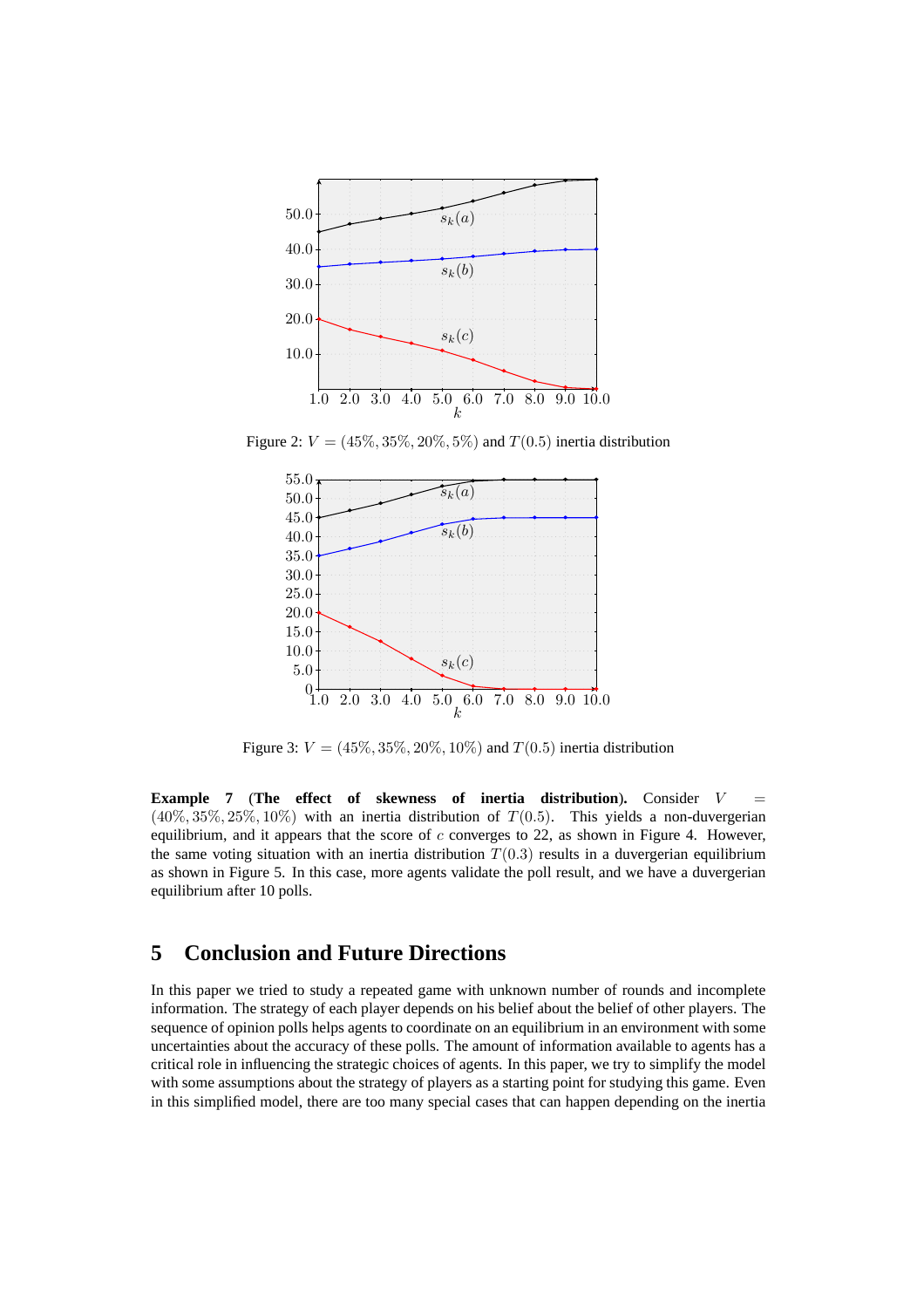Figure 2: $V = (45\%, 35\%, 20\%, 5\%)$ and $T(0.5)$ inertia distribution

Figure 3: $V = (45\%, 35\%, 20\%, 10\%)$ and $T(0.5)$ inertia distribution

**Example 7** (**The effect of skewness of inertia distribution**)**.** Consider $V = (40\%, 35\%, 25\%, 10\%)$ with an inertia distribution of $T(0.5)$. This yields a non-duvergerian equilibrium, and it appears that the score of $c$ converges to 22, as shown in Figure 4. However, the same voting situation with an inertia distribution $T(0.3)$ results in a duvergerian equilibrium as shown in Figure 5. In this case, more agents validate the poll result, and we have a duvergerian equilibrium after 10 polls.

## 5 Conclusion and Future Directions

In this paper we tried to study a repeated game with unknown number of rounds and incomplete information. The strategy of each player depends on his belief about the belief of other players. The sequence of opinion polls helps agents to coordinate on an equilibrium in an environment with some uncertainties about the accuracy of these polls. The amount of information available to agents has a critical role in influencing the strategic choices of agents. In this paper, we try to simplify the model with some assumptions about the strategy of players as a starting point for studying this game. Even in this simplified model, there are too many special cases that can happen depending on the inertia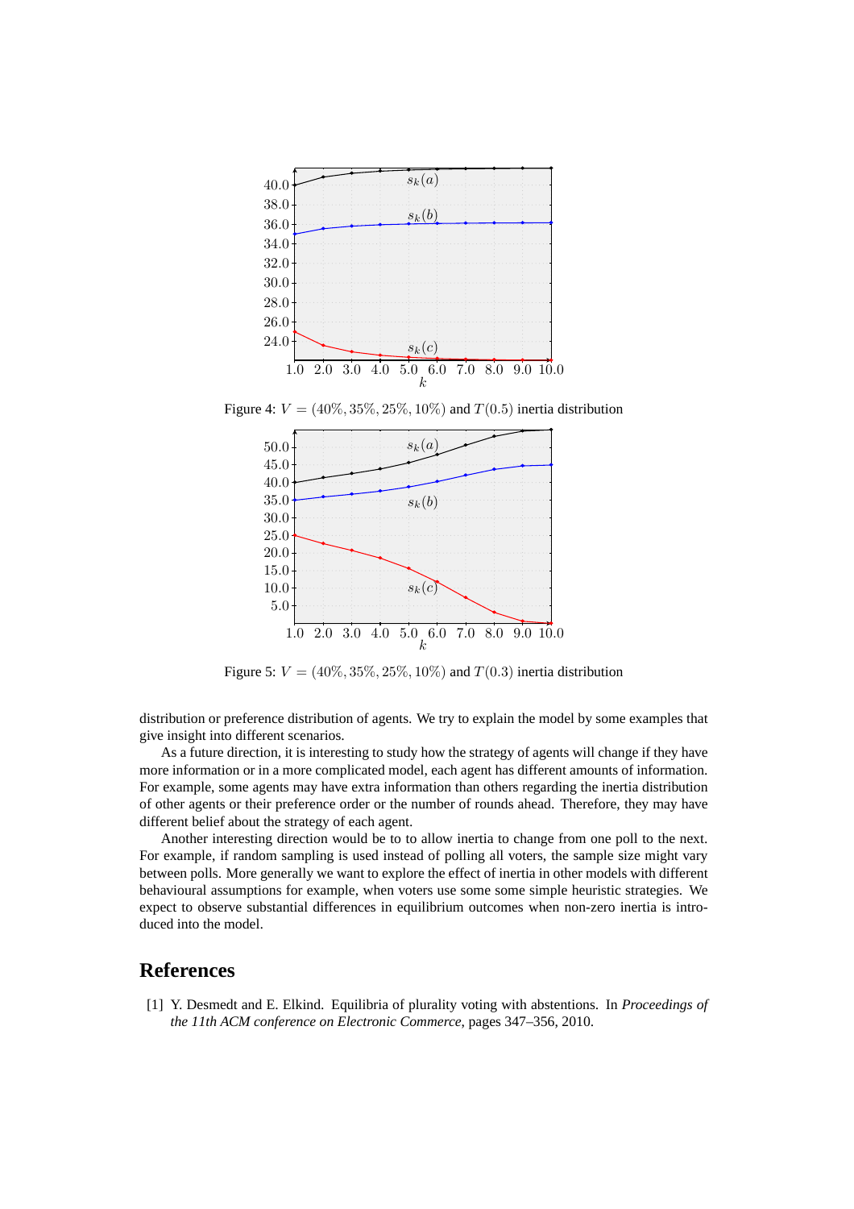Figure 4: $V = (40\%, 35\%, 25\%, 10\%)$ and $T(0.5)$ inertia distribution

Figure 5: $V = (40\%, 35\%, 25\%, 10\%)$ and $T(0.3)$ inertia distribution

distribution or preference distribution of agents. We try to explain the model by some examples that give insight into different scenarios.

As a future direction, it is interesting to study how the strategy of agents will change if they have more information or in a more complicated model, each agent has different amounts of information. For example, some agents may have extra information than others regarding the inertia distribution of other agents or their preference order or the number of rounds ahead. Therefore, they may have different belief about the strategy of each agent.

Another interesting direction would be to to allow inertia to change from one poll to the next. For example, if random sampling is used instead of polling all voters, the sample size might vary between polls. More generally we want to explore the effect of inertia in other models with different behavioural assumptions for example, when voters use some some simple heuristic strategies. We expect to observe substantial differences in equilibrium outcomes when non-zero inertia is introduced into the model.

## References

[1] Y. Desmedt and E. Elkind. Equilibria of plurality voting with abstentions. In *Proceedings of the 11th ACM conference on Electronic Commerce*, pages 347–356, 2010.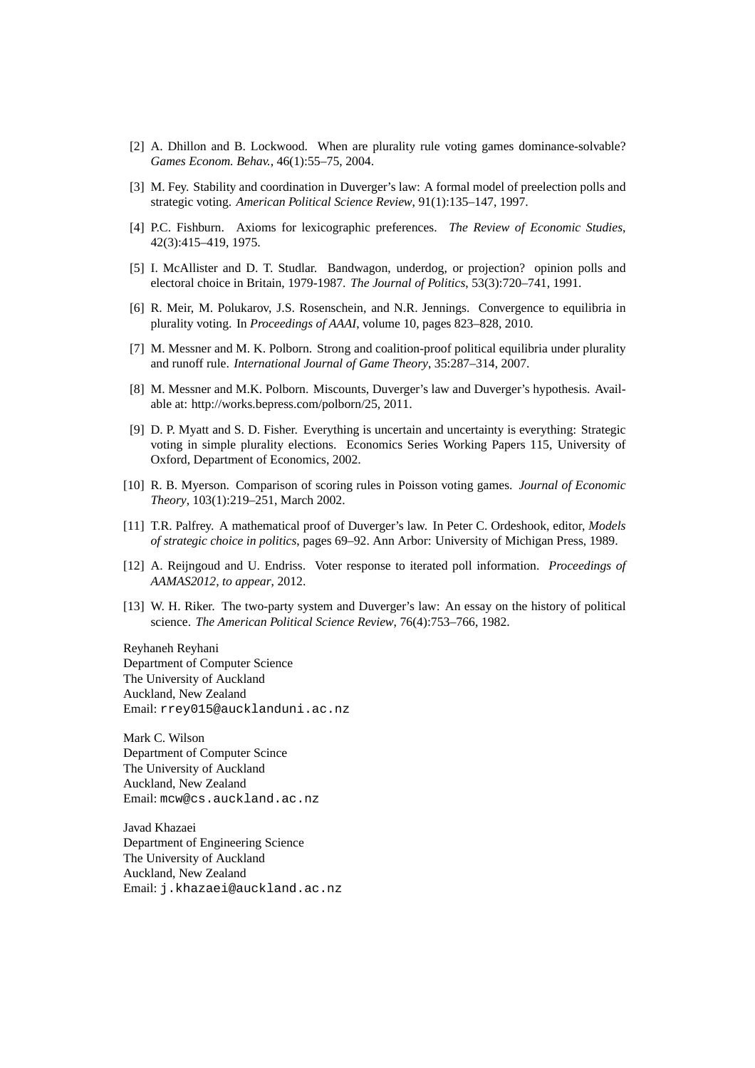[2] A. Dhillon and B. Lockwood. When are plurality rule voting games dominance-solvable? *Games Econom. Behav.*, 46(1):55–75, 2004.

[3] M. Fey. Stability and coordination in Duverger's law: A formal model of preelection polls and strategic voting. *American Political Science Review*, 91(1):135–147, 1997.

[4] P.C. Fishburn. Axioms for lexicographic preferences. *The Review of Economic Studies*, 42(3):415–419, 1975.

[5] I. McAllister and D. T. Studlar. Bandwagon, underdog, or projection? opinion polls and electoral choice in Britain, 1979-1987. *The Journal of Politics*, 53(3):720–741, 1991.

[6] R. Meir, M. Polukarov, J.S. Rosenschein, and N.R. Jennings. Convergence to equilibria in plurality voting. In *Proceedings of AAAI*, volume 10, pages 823–828, 2010.

[7] M. Messner and M. K. Polborn. Strong and coalition-proof political equilibria under plurality and runoff rule. *International Journal of Game Theory*, 35:287–314, 2007.

[8] M. Messner and M.K. Polborn. Miscounts, Duverger's law and Duverger's hypothesis. Available at: http://works.bepress.com/polborn/25, 2011.

[9] D. P. Myatt and S. D. Fisher. Everything is uncertain and uncertainty is everything: Strategic voting in simple plurality elections. Economics Series Working Papers 115, University of Oxford, Department of Economics, 2002.

[10] R. B. Myerson. Comparison of scoring rules in Poisson voting games. *Journal of Economic Theory*, 103(1):219–251, March 2002.

[11] T.R. Palfrey. A mathematical proof of Duverger's law. In Peter C. Ordeshook, editor, *Models of strategic choice in politics*, pages 69–92. Ann Arbor: University of Michigan Press, 1989.

[12] A. Reijngoud and U. Endriss. Voter response to iterated poll information. *Proceedings of AAMAS2012, to appear*, 2012.

[13] W. H. Riker. The two-party system and Duverger's law: An essay on the history of political science. *The American Political Science Review*, 76(4):753–766, 1982.

Reyhaneh Reyhani
Department of Computer Science
The University of Auckland
Auckland, New Zealand
Email: `rrey015@aucklanduni.ac.nz`

Mark C. Wilson
Department of Computer Scince
The University of Auckland
Auckland, New Zealand
Email: `mcw@cs.auckland.ac.nz`

Javad Khazaei
Department of Engineering Science
The University of Auckland
Auckland, New Zealand
Email: `j.khazaei@auckland.ac.nz`